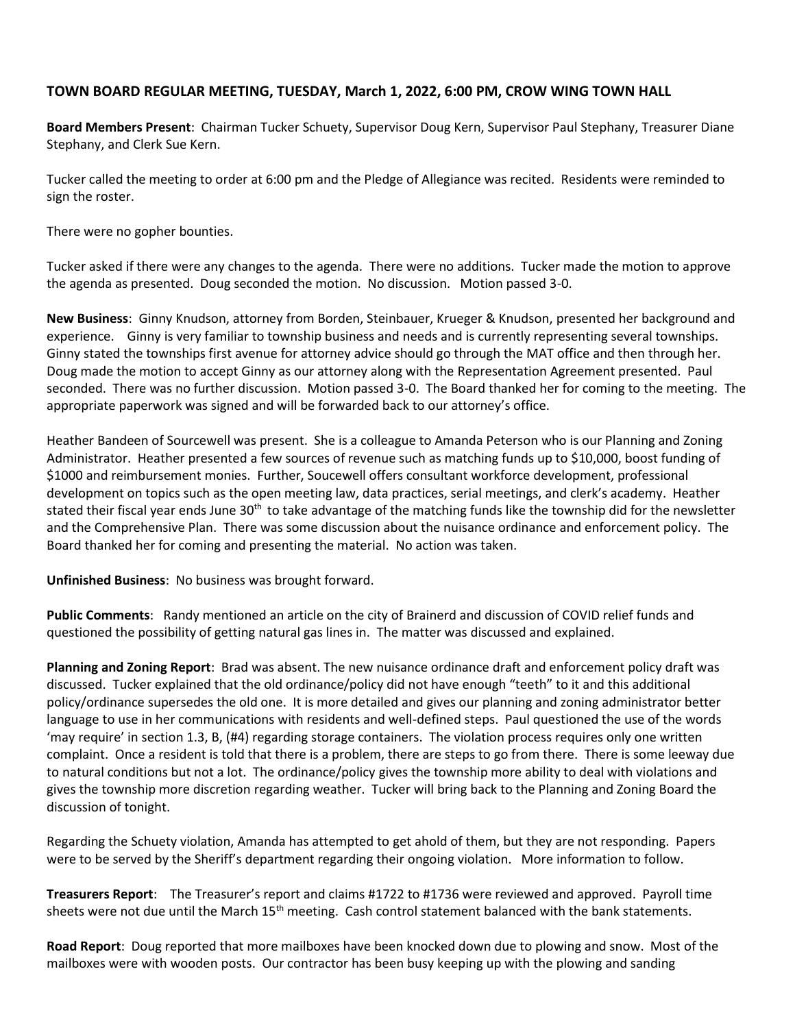**TOWN BOARD REGULAR MEETING, TUESDAY, March 1, 2022, 6:00 PM, CROW WING TOWN HALL**

**Board Members Present**: Chairman Tucker Schuety, Supervisor Doug Kern, Supervisor Paul Stephany, Treasurer Diane Stephany, and Clerk Sue Kern.

Tucker called the meeting to order at 6:00 pm and the Pledge of Allegiance was recited. Residents were reminded to sign the roster.

There were no gopher bounties.

Tucker asked if there were any changes to the agenda. There were no additions. Tucker made the motion to approve the agenda as presented. Doug seconded the motion. No discussion. Motion passed 3-0.

**New Business**: Ginny Knudson, attorney from Borden, Steinbauer, Krueger & Knudson, presented her background and experience. Ginny is very familiar to township business and needs and is currently representing several townships. Ginny stated the townships first avenue for attorney advice should go through the MAT office and then through her. Doug made the motion to accept Ginny as our attorney along with the Representation Agreement presented. Paul seconded. There was no further discussion. Motion passed 3-0. The Board thanked her for coming to the meeting. The appropriate paperwork was signed and will be forwarded back to our attorney's office.

Heather Bandeen of Sourcewell was present. She is a colleague to Amanda Peterson who is our Planning and Zoning Administrator. Heather presented a few sources of revenue such as matching funds up to $10,000, boost funding of $1000 and reimbursement monies. Further, Soucewell offers consultant workforce development, professional development on topics such as the open meeting law, data practices, serial meetings, and clerk's academy. Heather stated their fiscal year ends June 30th to take advantage of the matching funds like the township did for the newsletter and the Comprehensive Plan. There was some discussion about the nuisance ordinance and enforcement policy. The Board thanked her for coming and presenting the material. No action was taken.

**Unfinished Business**: No business was brought forward.

**Public Comments**: Randy mentioned an article on the city of Brainerd and discussion of COVID relief funds and questioned the possibility of getting natural gas lines in. The matter was discussed and explained.

**Planning and Zoning Report**: Brad was absent. The new nuisance ordinance draft and enforcement policy draft was discussed. Tucker explained that the old ordinance/policy did not have enough "teeth" to it and this additional policy/ordinance supersedes the old one. It is more detailed and gives our planning and zoning administrator better language to use in her communications with residents and well-defined steps. Paul questioned the use of the words 'may require' in section 1.3, B, (#4) regarding storage containers. The violation process requires only one written complaint. Once a resident is told that there is a problem, there are steps to go from there. There is some leeway due to natural conditions but not a lot. The ordinance/policy gives the township more ability to deal with violations and gives the township more discretion regarding weather. Tucker will bring back to the Planning and Zoning Board the discussion of tonight.

Regarding the Schuety violation, Amanda has attempted to get ahold of them, but they are not responding. Papers were to be served by the Sheriff's department regarding their ongoing violation. More information to follow.

**Treasurers Report**: The Treasurer's report and claims #1722 to #1736 were reviewed and approved. Payroll time sheets were not due until the March 15th meeting. Cash control statement balanced with the bank statements.

**Road Report**: Doug reported that more mailboxes have been knocked down due to plowing and snow. Most of the mailboxes were with wooden posts. Our contractor has been busy keeping up with the plowing and sanding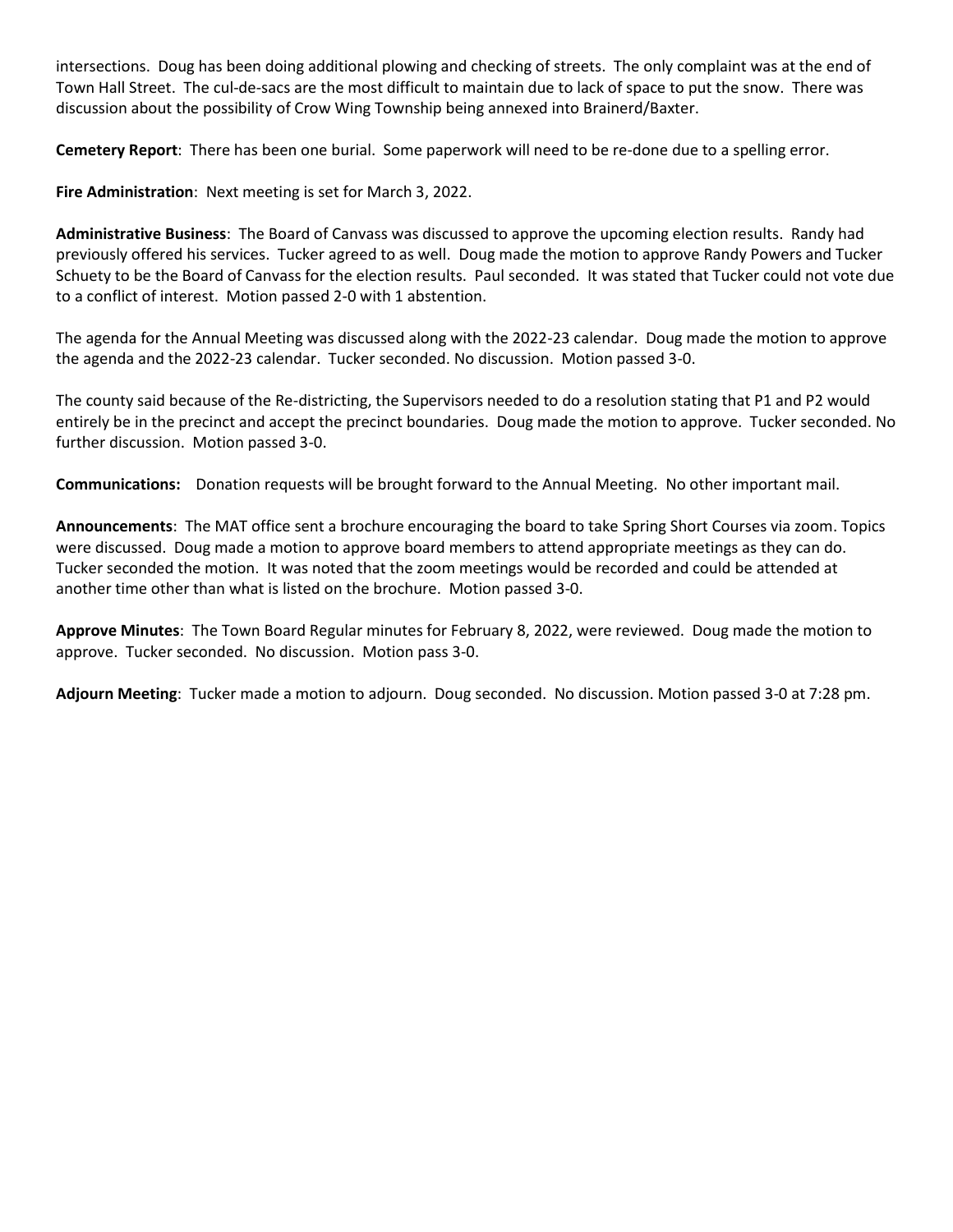intersections. Doug has been doing additional plowing and checking of streets. The only complaint was at the end of Town Hall Street. The cul-de-sacs are the most difficult to maintain due to lack of space to put the snow. There was discussion about the possibility of Crow Wing Township being annexed into Brainerd/Baxter.

**Cemetery Report**: There has been one burial. Some paperwork will need to be re-done due to a spelling error.

**Fire Administration**: Next meeting is set for March 3, 2022.

**Administrative Business**: The Board of Canvass was discussed to approve the upcoming election results. Randy had previously offered his services. Tucker agreed to as well. Doug made the motion to approve Randy Powers and Tucker Schuety to be the Board of Canvass for the election results. Paul seconded. It was stated that Tucker could not vote due to a conflict of interest. Motion passed 2-0 with 1 abstention.

The agenda for the Annual Meeting was discussed along with the 2022-23 calendar. Doug made the motion to approve the agenda and the 2022-23 calendar. Tucker seconded. No discussion. Motion passed 3-0.

The county said because of the Re-districting, the Supervisors needed to do a resolution stating that P1 and P2 would entirely be in the precinct and accept the precinct boundaries. Doug made the motion to approve. Tucker seconded. No further discussion. Motion passed 3-0.

**Communications:** Donation requests will be brought forward to the Annual Meeting. No other important mail.

**Announcements**: The MAT office sent a brochure encouraging the board to take Spring Short Courses via zoom. Topics were discussed. Doug made a motion to approve board members to attend appropriate meetings as they can do. Tucker seconded the motion. It was noted that the zoom meetings would be recorded and could be attended at another time other than what is listed on the brochure. Motion passed 3-0.

**Approve Minutes**: The Town Board Regular minutes for February 8, 2022, were reviewed. Doug made the motion to approve. Tucker seconded. No discussion. Motion pass 3-0.

**Adjourn Meeting**: Tucker made a motion to adjourn. Doug seconded. No discussion. Motion passed 3-0 at 7:28 pm.